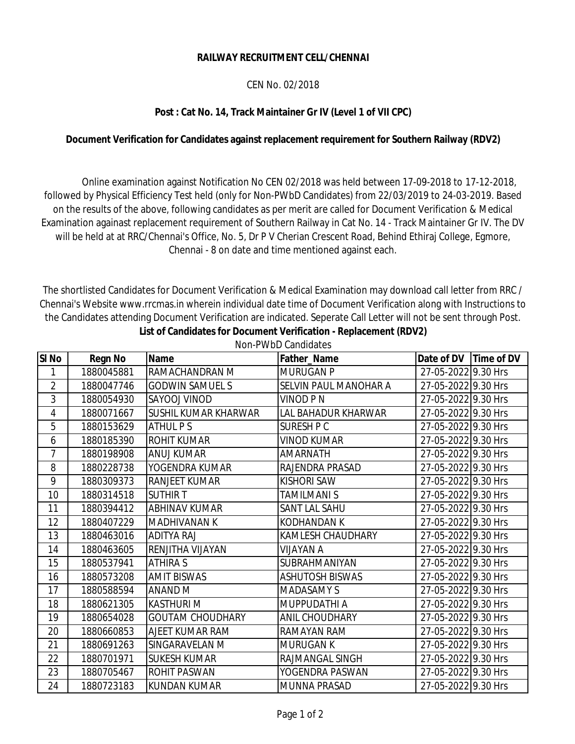**RAILWAY RECRUITMENT CELL/CHENNAI**

CEN No. 02/2018

**Post : Cat No. 14, Track Maintainer Gr IV (Level 1 of VII CPC)**

**Document Verification for Candidates against replacement requirement for Southern Railway (RDV2)**

Online examination against Notification No CEN 02/2018 was held between 17-09-2018 to 17-12-2018, followed by Physical Efficiency Test held (only for Non-PWbD Candidates) from 22/03/2019 to 24-03-2019. Based on the results of the above, following candidates as per merit are called for Document Verification & Medical Examination againast replacement requirement of Southern Railway in Cat No. 14 - Track Maintainer Gr IV. The DV will be held at at RRC/Chennai's Office, No. 5, Dr P V Cherian Crescent Road, Behind Ethiraj College, Egmore, Chennai - 8 on date and time mentioned against each.

The shortlisted Candidates for Document Verification & Medical Examination may download call letter from RRC / Chennai's Website www.rrcmas.in wherein individual date time of Document Verification along with Instructions to the Candidates attending Document Verification are indicated. Seperate Call Letter will not be sent through Post.

**List of Candidates for Document Verification - Replacement (RDV2)**

Non-PWbD Candidates

| Sl No | Regn No | Name | Father_Name | Date of DV | Time of DV |
|---|---|---|---|---|---|
| 1 | 1880045881 | RAMACHANDRAN M | MURUGAN P | 27-05-2022 | 9.30 Hrs |
| 2 | 1880047746 | GODWIN SAMUEL S | SELVIN PAUL MANOHAR A | 27-05-2022 | 9.30 Hrs |
| 3 | 1880054930 | SAYOOJ VINOD | VINOD P N | 27-05-2022 | 9.30 Hrs |
| 4 | 1880071667 | SUSHIL KUMAR KHARWAR | LAL BAHADUR KHARWAR | 27-05-2022 | 9.30 Hrs |
| 5 | 1880153629 | ATHUL P S | SURESH P C | 27-05-2022 | 9.30 Hrs |
| 6 | 1880185390 | ROHIT KUMAR | VINOD KUMAR | 27-05-2022 | 9.30 Hrs |
| 7 | 1880198908 | ANUJ KUMAR | AMARNATH | 27-05-2022 | 9.30 Hrs |
| 8 | 1880228738 | YOGENDRA KUMAR | RAJENDRA PRASAD | 27-05-2022 | 9.30 Hrs |
| 9 | 1880309373 | RANJEET KUMAR | KISHORI SAW | 27-05-2022 | 9.30 Hrs |
| 10 | 1880314518 | SUTHIR T | TAMILMANI S | 27-05-2022 | 9.30 Hrs |
| 11 | 1880394412 | ABHINAV KUMAR | SANT LAL SAHU | 27-05-2022 | 9.30 Hrs |
| 12 | 1880407229 | MADHIVANAN K | KODHANDAN K | 27-05-2022 | 9.30 Hrs |
| 13 | 1880463016 | ADITYA RAJ | KAMLESH CHAUDHARY | 27-05-2022 | 9.30 Hrs |
| 14 | 1880463605 | RENJITHA VIJAYAN | VIJAYAN A | 27-05-2022 | 9.30 Hrs |
| 15 | 1880537941 | ATHIRA S | SUBRAHMANIYAN | 27-05-2022 | 9.30 Hrs |
| 16 | 1880573208 | AMIT BISWAS | ASHUTOSH BISWAS | 27-05-2022 | 9.30 Hrs |
| 17 | 1880588594 | ANAND M | MADASAMY S | 27-05-2022 | 9.30 Hrs |
| 18 | 1880621305 | KASTHURI M | MUPPUDATHI A | 27-05-2022 | 9.30 Hrs |
| 19 | 1880654028 | GOUTAM CHOUDHARY | ANIL CHOUDHARY | 27-05-2022 | 9.30 Hrs |
| 20 | 1880660853 | AJEET KUMAR RAM | RAMAYAN RAM | 27-05-2022 | 9.30 Hrs |
| 21 | 1880691263 | SINGARAVELAN M | MURUGAN K | 27-05-2022 | 9.30 Hrs |
| 22 | 1880701971 | SUKESH KUMAR | RAJMANGAL SINGH | 27-05-2022 | 9.30 Hrs |
| 23 | 1880705467 | ROHIT PASWAN | YOGENDRA PASWAN | 27-05-2022 | 9.30 Hrs |
| 24 | 1880723183 | KUNDAN KUMAR | MUNNA PRASAD | 27-05-2022 | 9.30 Hrs |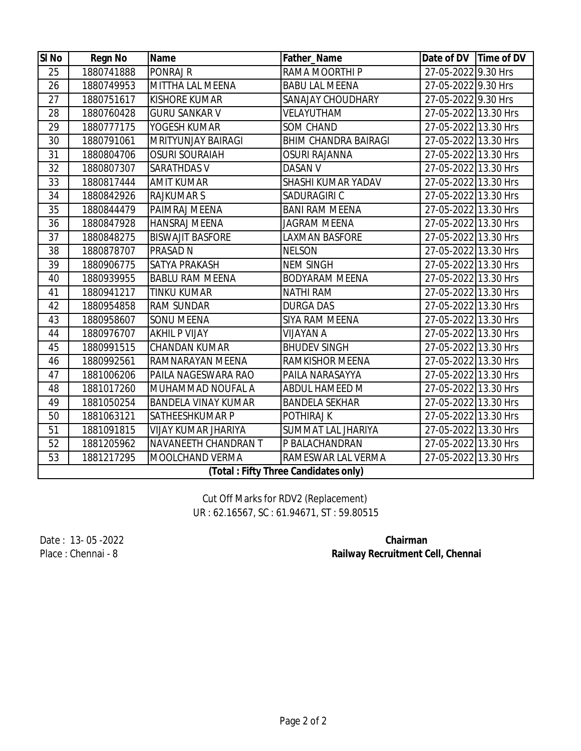| Sl No | Regn No | Name | Father_Name | Date of DV | Time of DV |
|---|---|---|---|---|---|
| 25 | 1880741888 | PONRAJ R | RAMA MOORTHI P | 27-05-2022 | 9.30 Hrs |
| 26 | 1880749953 | MITTHA LAL MEENA | BABU LAL MEENA | 27-05-2022 | 9.30 Hrs |
| 27 | 1880751617 | KISHORE KUMAR | SANAJAY CHOUDHARY | 27-05-2022 | 9.30 Hrs |
| 28 | 1880760428 | GURU SANKAR V | VELAYUTHAM | 27-05-2022 | 13.30 Hrs |
| 29 | 1880777175 | YOGESH KUMAR | SOM CHAND | 27-05-2022 | 13.30 Hrs |
| 30 | 1880791061 | MRITYUNJAY BAIRAGI | BHIM CHANDRA BAIRAGI | 27-05-2022 | 13.30 Hrs |
| 31 | 1880804706 | OSURI SOURAIAH | OSURI RAJANNA | 27-05-2022 | 13.30 Hrs |
| 32 | 1880807307 | SARATHDAS V | DASAN V | 27-05-2022 | 13.30 Hrs |
| 33 | 1880817444 | AMIT KUMAR | SHASHI KUMAR YADAV | 27-05-2022 | 13.30 Hrs |
| 34 | 1880842926 | RAJKUMAR S | SADURAGIRI C | 27-05-2022 | 13.30 Hrs |
| 35 | 1880844479 | PAIMRAJ MEENA | BANI RAM MEENA | 27-05-2022 | 13.30 Hrs |
| 36 | 1880847928 | HANSRAJ MEENA | JAGRAM MEENA | 27-05-2022 | 13.30 Hrs |
| 37 | 1880848275 | BISWAJIT BASFORE | LAXMAN BASFORE | 27-05-2022 | 13.30 Hrs |
| 38 | 1880878707 | PRASAD N | NELSON | 27-05-2022 | 13.30 Hrs |
| 39 | 1880906775 | SATYA PRAKASH | NEM SINGH | 27-05-2022 | 13.30 Hrs |
| 40 | 1880939955 | BABLU RAM MEENA | BODYARAM MEENA | 27-05-2022 | 13.30 Hrs |
| 41 | 1880941217 | TINKU KUMAR | NATHI RAM | 27-05-2022 | 13.30 Hrs |
| 42 | 1880954858 | RAM SUNDAR | DURGA DAS | 27-05-2022 | 13.30 Hrs |
| 43 | 1880958607 | SONU MEENA | SIYA RAM MEENA | 27-05-2022 | 13.30 Hrs |
| 44 | 1880976707 | AKHIL P VIJAY | VIJAYAN A | 27-05-2022 | 13.30 Hrs |
| 45 | 1880991515 | CHANDAN KUMAR | BHUDEV SINGH | 27-05-2022 | 13.30 Hrs |
| 46 | 1880992561 | RAMNARAYAN MEENA | RAMKISHOR MEENA | 27-05-2022 | 13.30 Hrs |
| 47 | 1881006206 | PAILA NAGESWARA RAO | PAILA NARASAYYA | 27-05-2022 | 13.30 Hrs |
| 48 | 1881017260 | MUHAMMAD NOUFAL A | ABDUL HAMEED M | 27-05-2022 | 13.30 Hrs |
| 49 | 1881050254 | BANDELA VINAY KUMAR | BANDELA SEKHAR | 27-05-2022 | 13.30 Hrs |
| 50 | 1881063121 | SATHEESHKUMAR P | POTHIRAJ K | 27-05-2022 | 13.30 Hrs |
| 51 | 1881091815 | VIJAY KUMAR JHARIYA | SUMMAT LAL JHARIYA | 27-05-2022 | 13.30 Hrs |
| 52 | 1881205962 | NAVANEETH CHANDRAN T | P BALACHANDRAN | 27-05-2022 | 13.30 Hrs |
| 53 | 1881217295 | MOOLCHAND VERMA | RAMESWAR LAL VERMA | 27-05-2022 | 13.30 Hrs |
| **(Total : Fifty Three Candidates only)** | | | | | |

Cut Off Marks for RDV2 (Replacement)
UR : 62.16567, SC : 61.94671, ST : 59.80515

Date : 13- 05 -2022
Place : Chennai - 8

**Chairman**
**Railway Recruitment Cell, Chennai**